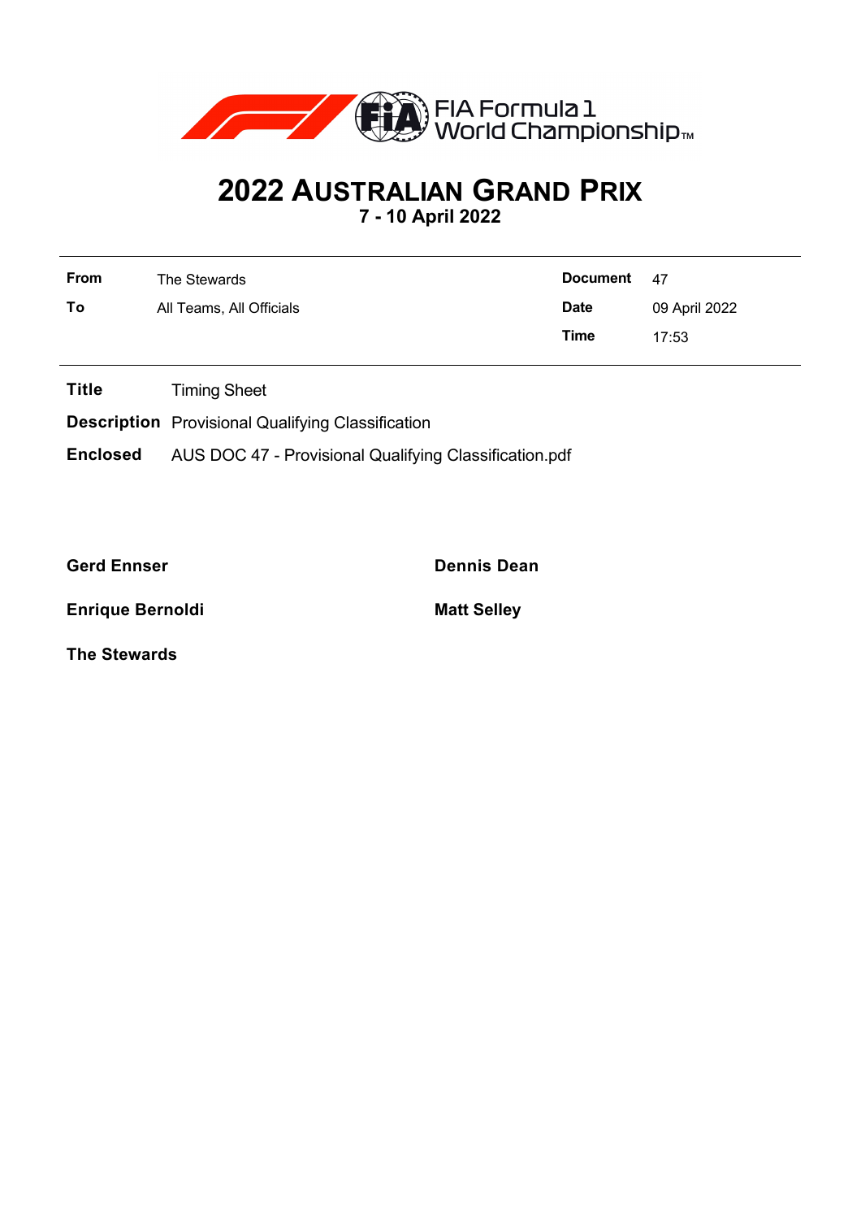FIA Formula 1 World Championship™

# 2022 AUSTRALIAN GRAND PRIX

**7 - 10 April 2022**

| | | | |
|---|---|---|---|
| **From** | The Stewards | **Document** | 47 |
| **To** | All Teams, All Officials | **Date** | 09 April 2022 |
| | | **Time** | 17:53 |

**Title** Timing Sheet

**Description** Provisional Qualifying Classification

**Enclosed** AUS DOC 47 - Provisional Qualifying Classification.pdf

**Gerd Ennser**

**Dennis Dean**

**Enrique Bernoldi**

**Matt Selley**

**The Stewards**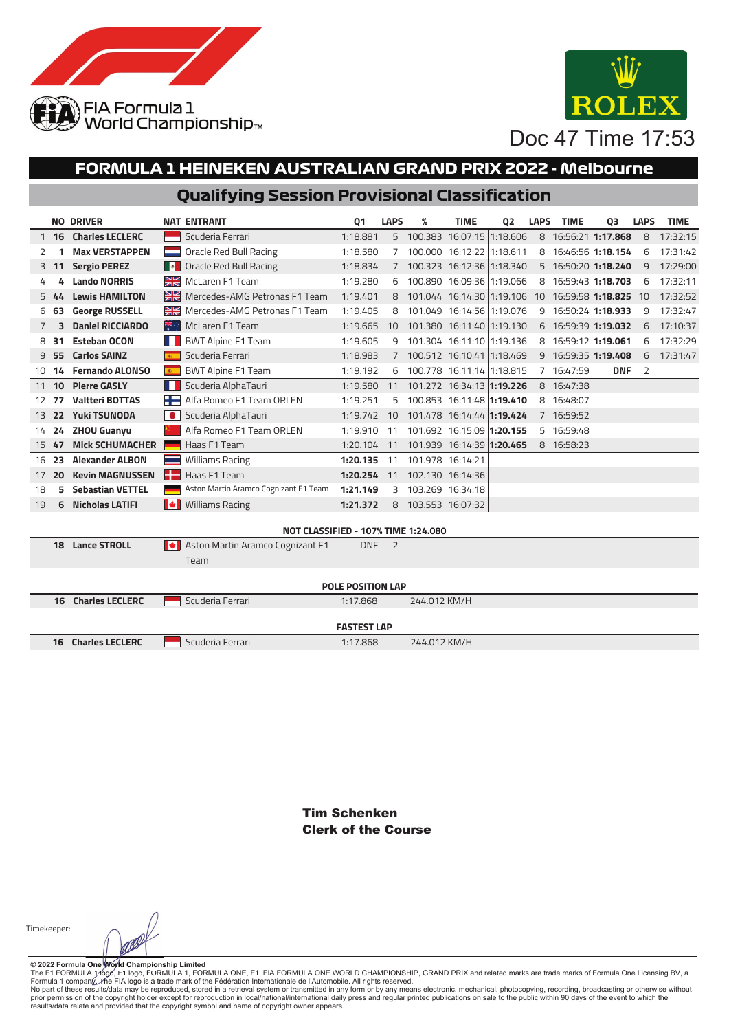Doc 47 Time 17:53

# FORMULA 1 HEINEKEN AUSTRALIAN GRAND PRIX 2022 - Melbourne

## Qualifying Session Provisional Classification

| | NO | DRIVER | NAT | ENTRANT | Q1 | LAPS | % | TIME | Q2 | LAPS | TIME | Q3 | LAPS | TIME |
|---|---|---|---|---|---|---|---|---|---|---|---|---|---|---|
| 1 | 16 | **Charles LECLERC** | | Scuderia Ferrari | 1:18.881 | 5 | 100.383 | 16:07:15 | 1:18.606 | 8 | 16:56:21 | **1:17.868** | 8 | 17:32:15 |
| 2 | 1 | **Max VERSTAPPEN** | | Oracle Red Bull Racing | 1:18.580 | 7 | 100.000 | 16:12:22 | 1:18.611 | 8 | 16:46:56 | **1:18.154** | 6 | 17:31:42 |
| 3 | 11 | **Sergio PEREZ** | | Oracle Red Bull Racing | 1:18.834 | 7 | 100.323 | 16:12:36 | 1:18.340 | 5 | 16:50:20 | **1:18.240** | 9 | 17:29:00 |
| 4 | 4 | **Lando NORRIS** | | McLaren F1 Team | 1:19.280 | 6 | 100.890 | 16:09:36 | 1:19.066 | 8 | 16:59:43 | **1:18.703** | 6 | 17:32:11 |
| 5 | 44 | **Lewis HAMILTON** | | Mercedes-AMG Petronas F1 Team | 1:19.401 | 8 | 101.044 | 16:14:30 | 1:19.106 | 10 | 16:59:58 | **1:18.825** | 10 | 17:32:52 |
| 6 | 63 | **George RUSSELL** | | Mercedes-AMG Petronas F1 Team | 1:19.405 | 8 | 101.049 | 16:14:56 | 1:19.076 | 9 | 16:50:24 | **1:18.933** | 9 | 17:32:47 |
| 7 | 3 | **Daniel RICCIARDO** | | McLaren F1 Team | 1:19.665 | 10 | 101.380 | 16:11:40 | 1:19.130 | 6 | 16:59:39 | **1:19.032** | 6 | 17:10:37 |
| 8 | 31 | **Esteban OCON** | | BWT Alpine F1 Team | 1:19.605 | 9 | 101.304 | 16:11:10 | 1:19.136 | 8 | 16:59:12 | **1:19.061** | 6 | 17:32:29 |
| 9 | 55 | **Carlos SAINZ** | | Scuderia Ferrari | 1:18.983 | 7 | 100.512 | 16:10:41 | 1:18.469 | 9 | 16:59:35 | **1:19.408** | 6 | 17:31:47 |
| 10 | 14 | **Fernando ALONSO** | | BWT Alpine F1 Team | 1:19.192 | 6 | 100.778 | 16:11:14 | 1:18.815 | 7 | 16:47:59 | **DNF** | 2 | |
| 11 | 10 | **Pierre GASLY** | | Scuderia AlphaTauri | 1:19.580 | 11 | 101.272 | 16:34:13 | **1:19.226** | 8 | 16:47:38 | | | |
| 12 | 77 | **Valtteri BOTTAS** | | Alfa Romeo F1 Team ORLEN | 1:19.251 | 5 | 100.853 | 16:11:48 | **1:19.410** | 8 | 16:48:07 | | | |
| 13 | 22 | **Yuki TSUNODA** | | Scuderia AlphaTauri | 1:19.742 | 10 | 101.478 | 16:14:44 | **1:19.424** | 7 | 16:59:52 | | | |
| 14 | 24 | **ZHOU Guanyu** | | Alfa Romeo F1 Team ORLEN | 1:19.910 | 11 | 101.692 | 16:15:09 | **1:20.155** | 5 | 16:59:48 | | | |
| 15 | 47 | **Mick SCHUMACHER** | | Haas F1 Team | 1:20.104 | 11 | 101.939 | 16:14:39 | **1:20.465** | 8 | 16:58:23 | | | |
| 16 | 23 | **Alexander ALBON** | | Williams Racing | **1:20.135** | 11 | 101.978 | 16:14:21 | | | | | | |
| 17 | 20 | **Kevin MAGNUSSEN** | | Haas F1 Team | **1:20.254** | 11 | 102.130 | 16:14:36 | | | | | | |
| 18 | 5 | **Sebastian VETTEL** | | Aston Martin Aramco Cognizant F1 Team | **1:21.149** | 3 | 103.269 | 16:34:18 | | | | | | |
| 19 | 6 | **Nicholas LATIFI** | | Williams Racing | **1:21.372** | 8 | 103.553 | 16:07:32 | | | | | | |

**NOT CLASSIFIED - 107% TIME 1:24.080**

| NO | DRIVER | NAT | ENTRANT | Q1 | LAPS |
|---|---|---|---|---|---|
| 18 | **Lance STROLL** | | Aston Martin Aramco Cognizant F1 Team | DNF | 2 |

**POLE POSITION LAP**

| NO | DRIVER | ENTRANT | TIME | SPEED |
|---|---|---|---|---|
| 16 | **Charles LECLERC** | Scuderia Ferrari | 1:17.868 | 244.012 KM/H |

**FASTEST LAP**

| NO | DRIVER | ENTRANT | TIME | SPEED |
|---|---|---|---|---|
| 16 | **Charles LECLERC** | Scuderia Ferrari | 1:17.868 | 244.012 KM/H |

**Tim Schenken**
**Clerk of the Course**

Timekeeper:

© 2022 Formula One World Championship Limited
The F1 FORMULA 1 logo, F1 logo, FORMULA 1, FORMULA ONE, F1, FIA FORMULA ONE WORLD CHAMPIONSHIP, GRAND PRIX and related marks are trade marks of Formula One Licensing BV, a Formula 1 company. The FIA logo is a trade mark of the Fédération Internationale de l'Automobile. All rights reserved.
No part of these results/data may be reproduced, stored in a retrieval system or transmitted in any form or by any means electronic, mechanical, photocopying, recording, broadcasting or otherwise without prior permission of the copyright holder except for reproduction in local/national/international daily press and regular printed publications on sale to the public within 90 days of the event to which the results/data relate and provided that the copyright symbol and name of copyright owner appears.